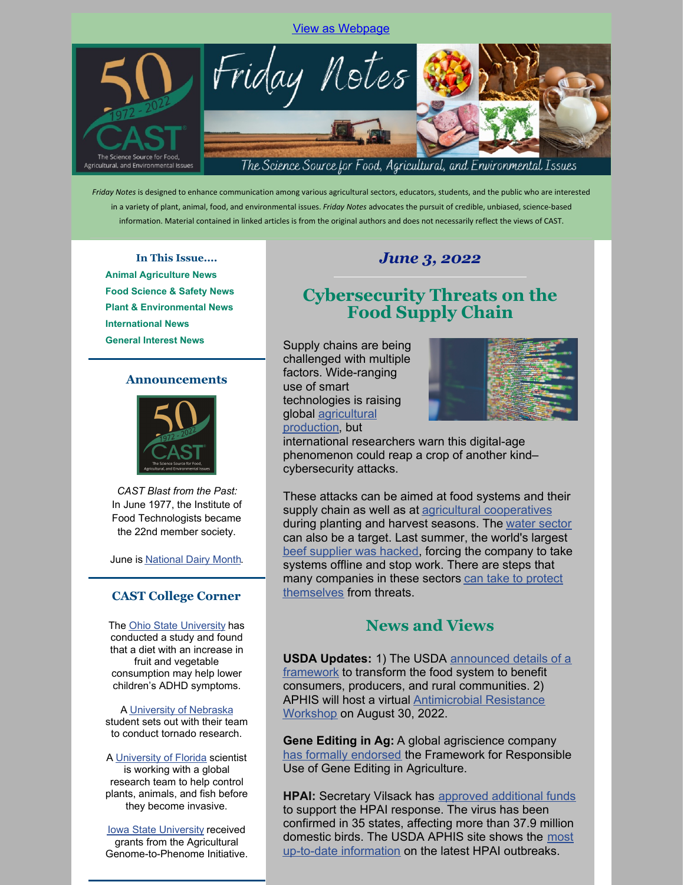View as Webpage

# Friday Notes

The Science Source for Food, Agricultural, and Environmental Issues

*Friday Notes* is designed to enhance communication among various agricultural sectors, educators, students, and the public who are interested in a variety of plant, animal, food, and environmental issues. *Friday Notes* advocates the pursuit of credible, unbiased, science-based information. Material contained in linked articles is from the original authors and does not necessarily reflect the views of CAST.

### In This Issue....

- Animal Agriculture News
- Food Science & Safety News
- Plant & Environmental News
- International News
- General Interest News

### Announcements

*CAST Blast from the Past:* In June 1977, the Institute of Food Technologists became the 22nd member society.

June is National Dairy Month.

### CAST College Corner

The Ohio State University has conducted a study and found that a diet with an increase in fruit and vegetable consumption may help lower children's ADHD symptoms.

A University of Nebraska student sets out with their team to conduct tornado research.

A University of Florida scientist is working with a global research team to help control plants, animals, and fish before they become invasive.

Iowa State University received grants from the Agricultural Genome-to-Phenome Initiative.

## *June 3, 2022*

## Cybersecurity Threats on the Food Supply Chain

Supply chains are being challenged with multiple factors. Wide-ranging use of smart technologies is raising global agricultural production, but international researchers warn this digital-age phenomenon could reap a crop of another kind–cybersecurity attacks.

These attacks can be aimed at food systems and their supply chain as well as at agricultural cooperatives during planting and harvest seasons. The water sector can also be a target. Last summer, the world's largest beef supplier was hacked, forcing the company to take systems offline and stop work. There are steps that many companies in these sectors can take to protect themselves from threats.

## News and Views

**USDA Updates:** 1) The USDA announced details of a framework to transform the food system to benefit consumers, producers, and rural communities. 2) APHIS will host a virtual Antimicrobial Resistance Workshop on August 30, 2022.

**Gene Editing in Ag:** A global agriscience company has formally endorsed the Framework for Responsible Use of Gene Editing in Agriculture.

**HPAI:** Secretary Vilsack has approved additional funds to support the HPAI response. The virus has been confirmed in 35 states, affecting more than 37.9 million domestic birds. The USDA APHIS site shows the most up-to-date information on the latest HPAI outbreaks.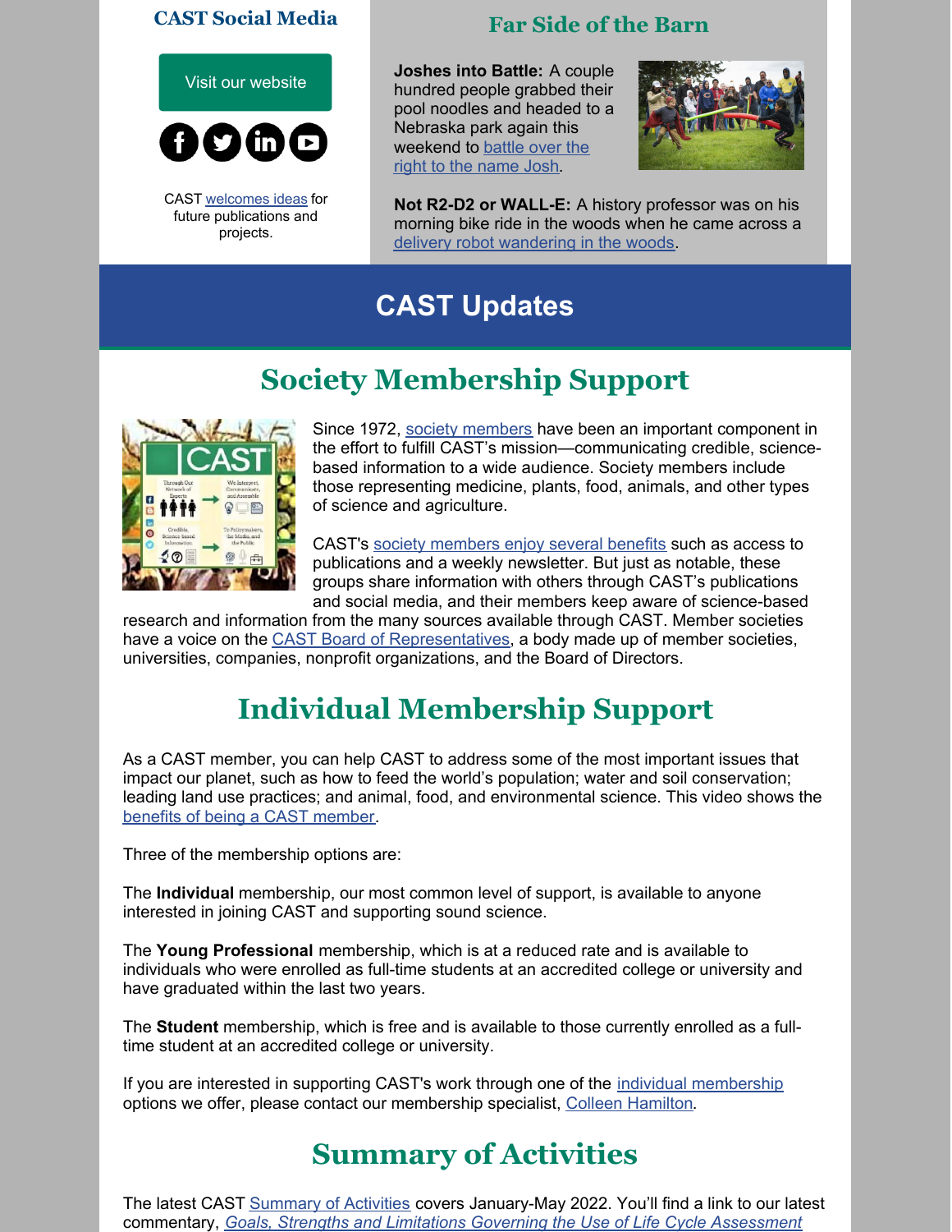## CAST Social Media

Visit our website

CAST welcomes ideas for future publications and projects.

## Far Side of the Barn

**Joshes into Battle:** A couple hundred people grabbed their pool noodles and headed to a Nebraska park again this weekend to battle over the right to the name Josh.

**Not R2-D2 or WALL-E:** A history professor was on his morning bike ride in the woods when he came across a delivery robot wandering in the woods.

# CAST Updates

## Society Membership Support

Since 1972, society members have been an important component in the effort to fulfill CAST's mission—communicating credible, science-based information to a wide audience. Society members include those representing medicine, plants, food, animals, and other types of science and agriculture.

CAST's society members enjoy several benefits such as access to publications and a weekly newsletter. But just as notable, these groups share information with others through CAST's publications and social media, and their members keep aware of science-based research and information from the many sources available through CAST. Member societies have a voice on the CAST Board of Representatives, a body made up of member societies, universities, companies, nonprofit organizations, and the Board of Directors.

## Individual Membership Support

As a CAST member, you can help CAST to address some of the most important issues that impact our planet, such as how to feed the world's population; water and soil conservation; leading land use practices; and animal, food, and environmental science. This video shows the benefits of being a CAST member.

Three of the membership options are:

The **Individual** membership, our most common level of support, is available to anyone interested in joining CAST and supporting sound science.

The **Young Professional** membership, which is at a reduced rate and is available to individuals who were enrolled as full-time students at an accredited college or university and have graduated within the last two years.

The **Student** membership, which is free and is available to those currently enrolled as a full-time student at an accredited college or university.

If you are interested in supporting CAST's work through one of the individual membership options we offer, please contact our membership specialist, Colleen Hamilton.

## Summary of Activities

The latest CAST Summary of Activities covers January-May 2022. You'll find a link to our latest commentary, *Goals, Strengths and Limitations Governing the Use of Life Cycle Assessment*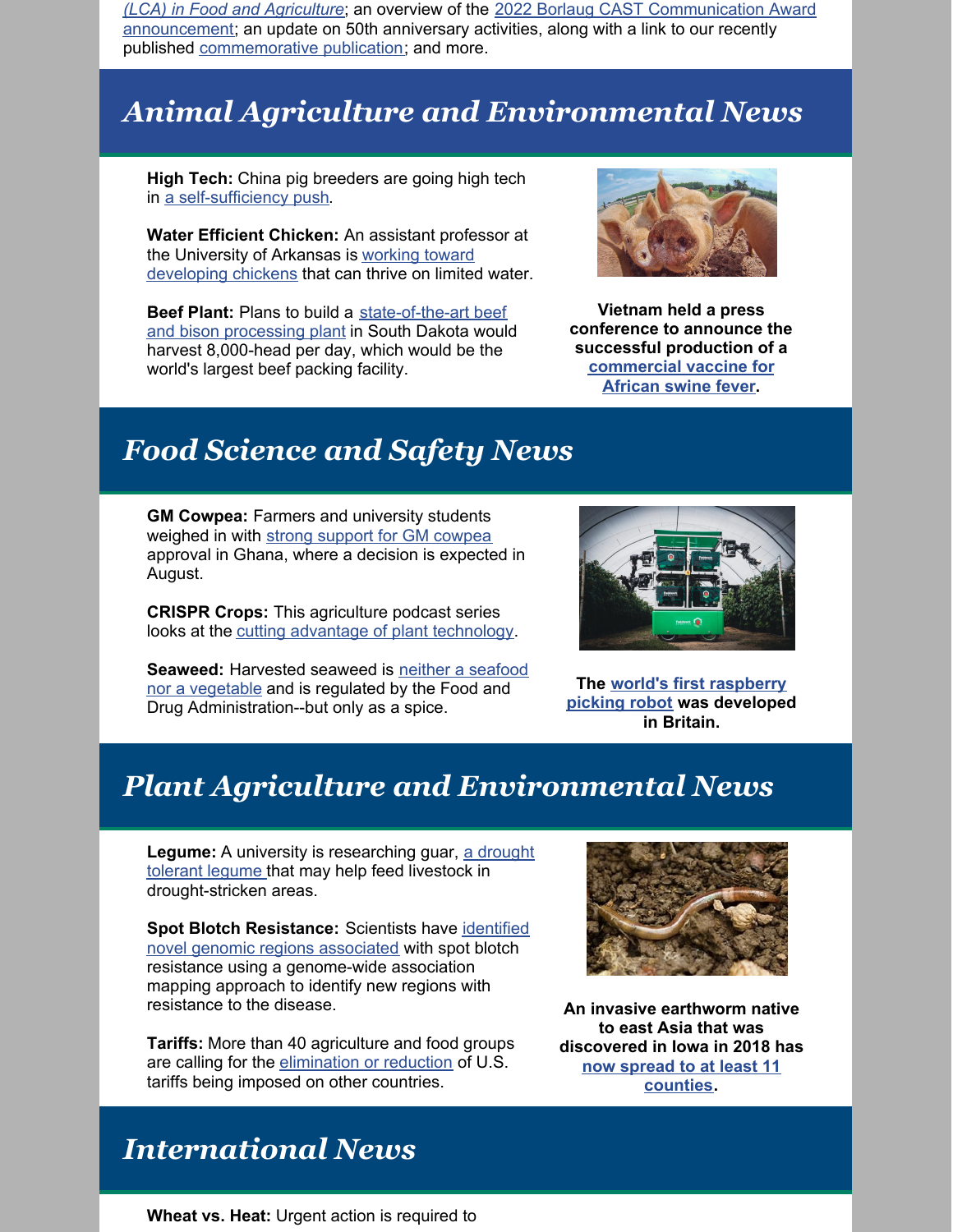(LCA) in Food and Agriculture; an overview of the 2022 Borlaug CAST Communication Award announcement; an update on 50th anniversary activities, along with a link to our recently published commemorative publication; and more.

# Animal Agriculture and Environmental News

**High Tech:** China pig breeders are going high tech in a self-sufficiency push.

**Water Efficient Chicken:** An assistant professor at the University of Arkansas is working toward developing chickens that can thrive on limited water.

**Beef Plant:** Plans to build a state-of-the-art beef and bison processing plant in South Dakota would harvest 8,000-head per day, which would be the world's largest beef packing facility.

**Vietnam held a press conference to announce the successful production of a commercial vaccine for African swine fever.**

# Food Science and Safety News

**GM Cowpea:** Farmers and university students weighed in with strong support for GM cowpea approval in Ghana, where a decision is expected in August.

**CRISPR Crops:** This agriculture podcast series looks at the cutting advantage of plant technology.

**Seaweed:** Harvested seaweed is neither a seafood nor a vegetable and is regulated by the Food and Drug Administration--but only as a spice.

**The world's first raspberry picking robot was developed in Britain.**

# Plant Agriculture and Environmental News

**Legume:** A university is researching guar, a drought tolerant legume that may help feed livestock in drought-stricken areas.

**Spot Blotch Resistance:** Scientists have identified novel genomic regions associated with spot blotch resistance using a genome-wide association mapping approach to identify new regions with resistance to the disease.

**Tariffs:** More than 40 agriculture and food groups are calling for the elimination or reduction of U.S. tariffs being imposed on other countries.

**An invasive earthworm native to east Asia that was discovered in Iowa in 2018 has now spread to at least 11 counties.**

# International News

**Wheat vs. Heat:** Urgent action is required to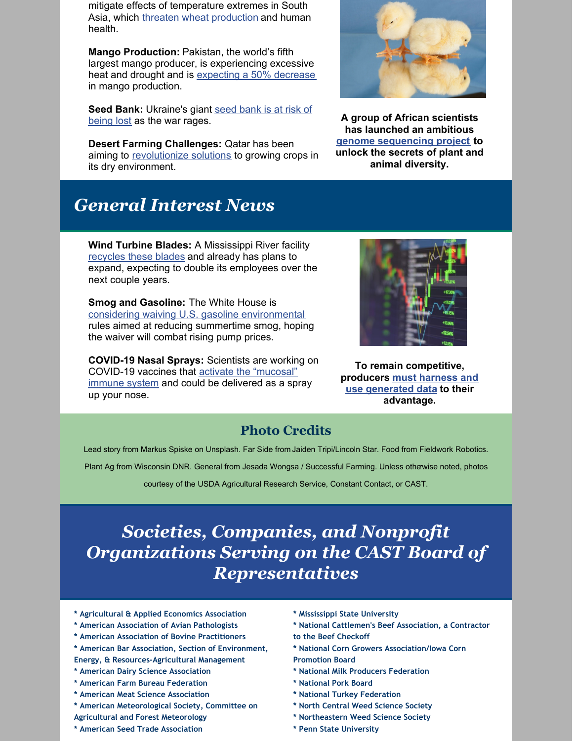mitigate effects of temperature extremes in South Asia, which threaten wheat production and human health.

**Mango Production:** Pakistan, the world's fifth largest mango producer, is experiencing excessive heat and drought and is expecting a 50% decrease in mango production.

**Seed Bank:** Ukraine's giant seed bank is at risk of being lost as the war rages.

**Desert Farming Challenges:** Qatar has been aiming to revolutionize solutions to growing crops in its dry environment.

**A group of African scientists has launched an ambitious genome sequencing project to unlock the secrets of plant and animal diversity.**

## *General Interest News*

**Wind Turbine Blades:** A Mississippi River facility recycles these blades and already has plans to expand, expecting to double its employees over the next couple years.

**Smog and Gasoline:** The White House is considering waiving U.S. gasoline environmental rules aimed at reducing summertime smog, hoping the waiver will combat rising pump prices.

**COVID-19 Nasal Sprays:** Scientists are working on COVID-19 vaccines that activate the "mucosal" immune system and could be delivered as a spray up your nose.

**To remain competitive, producers must harness and use generated data to their advantage.**

## Photo Credits

Lead story from Markus Spiske on Unsplash. Far Side from Jaiden Tripi/Lincoln Star. Food from Fieldwork Robotics. Plant Ag from Wisconsin DNR. General from Jesada Wongsa / Successful Farming. Unless otherwise noted, photos courtesy of the USDA Agricultural Research Service, Constant Contact, or CAST.

## *Societies, Companies, and Nonprofit Organizations Serving on the CAST Board of Representatives*

* Agricultural & Applied Economics Association
* American Association of Avian Pathologists
* American Association of Bovine Practitioners
* American Bar Association, Section of Environment, Energy, & Resources-Agricultural Management
* American Dairy Science Association
* American Farm Bureau Federation
* American Meat Science Association
* American Meteorological Society, Committee on Agricultural and Forest Meteorology
* American Seed Trade Association
* Mississippi State University
* National Cattlemen's Beef Association, a Contractor to the Beef Checkoff
* National Corn Growers Association/Iowa Corn Promotion Board
* National Milk Producers Federation
* National Pork Board
* National Turkey Federation
* North Central Weed Science Society
* Northeastern Weed Science Society
* Penn State University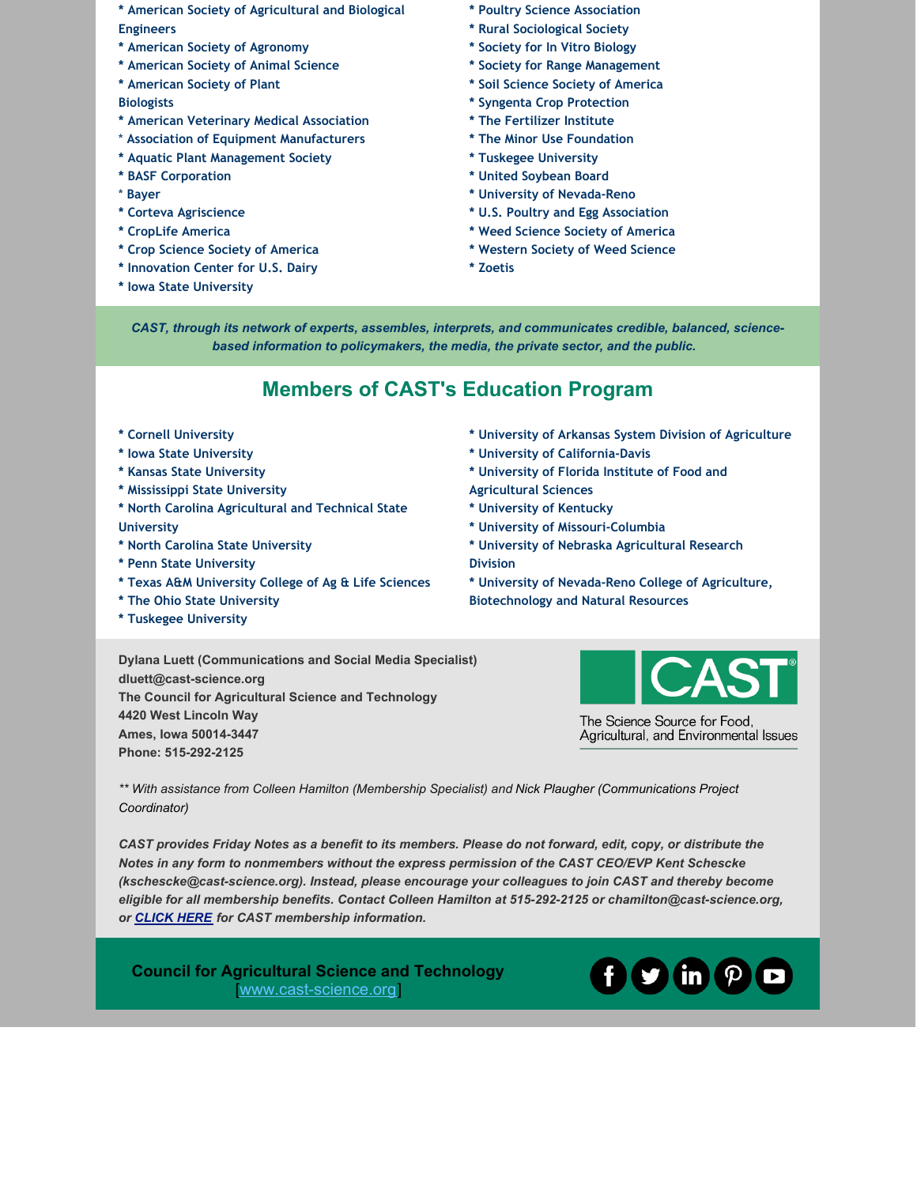* American Society of Agricultural and Biological Engineers
* American Society of Agronomy
* American Society of Animal Science
* American Society of Plant Biologists
* American Veterinary Medical Association
* Association of Equipment Manufacturers
* Aquatic Plant Management Society
* BASF Corporation
* Bayer
* Corteva Agriscience
* CropLife America
* Crop Science Society of America
* Innovation Center for U.S. Dairy
* Iowa State University
* Poultry Science Association
* Rural Sociological Society
* Society for In Vitro Biology
* Society for Range Management
* Soil Science Society of America
* Syngenta Crop Protection
* The Fertilizer Institute
* The Minor Use Foundation
* Tuskegee University
* United Soybean Board
* University of Nevada-Reno
* U.S. Poultry and Egg Association
* Weed Science Society of America
* Western Society of Weed Science
* Zoetis

***CAST, through its network of experts, assembles, interprets, and communicates credible, balanced, science-based information to policymakers, the media, the private sector, and the public.***

## Members of CAST's Education Program

* Cornell University
* Iowa State University
* Kansas State University
* Mississippi State University
* North Carolina Agricultural and Technical State University
* North Carolina State University
* Penn State University
* Texas A&M University College of Ag & Life Sciences
* The Ohio State University
* Tuskegee University
* University of Arkansas System Division of Agriculture
* University of California-Davis
* University of Florida Institute of Food and Agricultural Sciences
* University of Kentucky
* University of Missouri-Columbia
* University of Nebraska Agricultural Research Division
* University of Nevada-Reno College of Agriculture, Biotechnology and Natural Resources

**Dylana Luett (Communications and Social Media Specialist)**
**dluett@cast-science.org**
**The Council for Agricultural Science and Technology**
**4420 West Lincoln Way**
**Ames, Iowa 50014-3447**
**Phone: 515-292-2125**

CAST
The Science Source for Food, Agricultural, and Environmental Issues

*** With assistance from Colleen Hamilton (Membership Specialist) and Nick Plaugher (Communications Project Coordinator)*

***CAST provides Friday Notes as a benefit to its members. Please do not forward, edit, copy, or distribute the Notes in any form to nonmembers without the express permission of the CAST CEO/EVP Kent Schescke (kschescke@cast-science.org). Instead, please encourage your colleagues to join CAST and thereby become eligible for all membership benefits. Contact Colleen Hamilton at 515-292-2125 or chamilton@cast-science.org, or CLICK HERE for CAST membership information.***

**Council for Agricultural Science and Technology**
[www.cast-science.org]